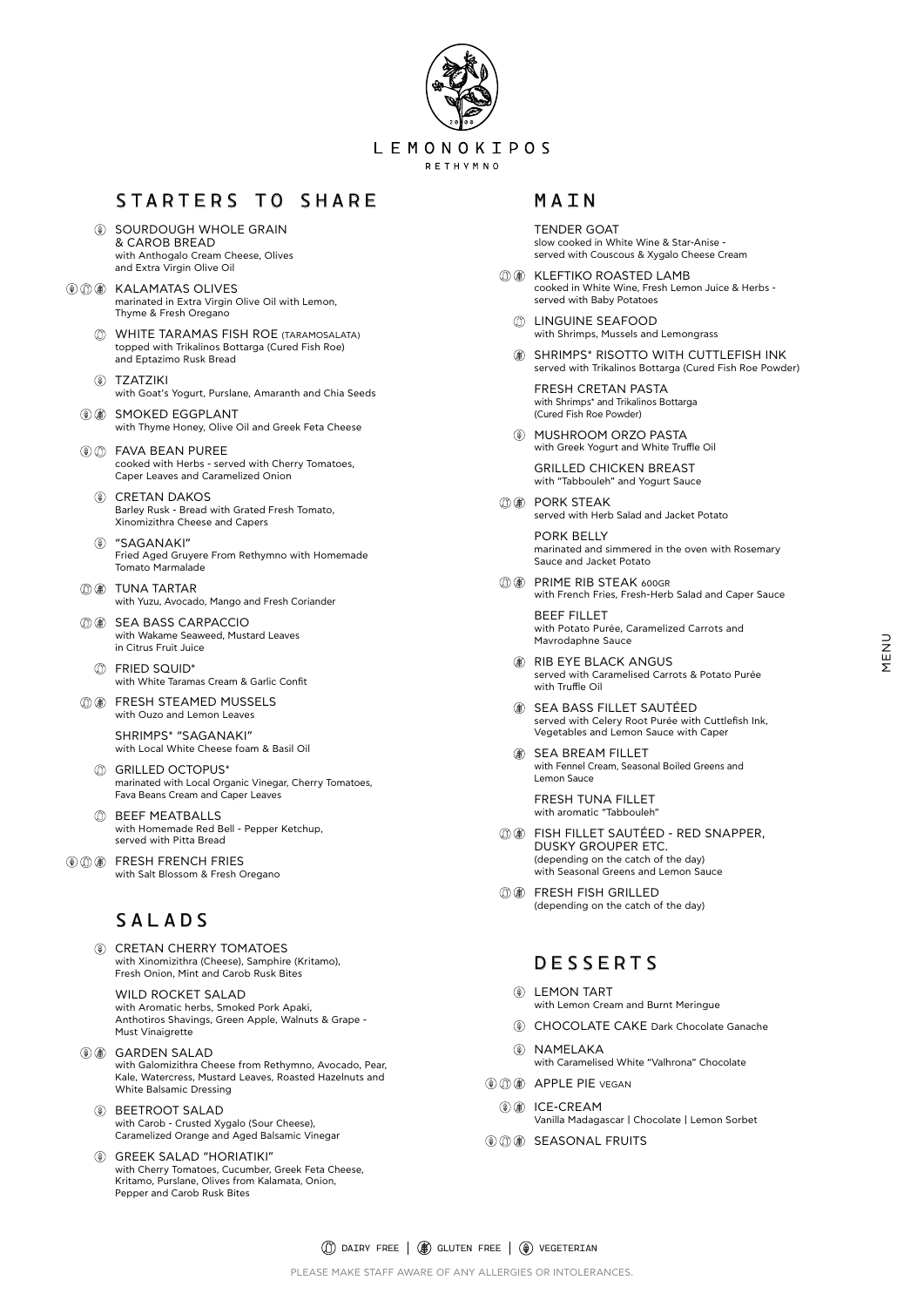# LEMONOKIPOS

RETHYMNO

## STARTERS TO SHARE

- (V) SOURDOUGH WHOLE GRAIN & CAROB BREAD
  with Anthogalo Cream Cheese, Olives and Extra Virgin Olive Oil
- (V) (DF) (GF) KALAMATAS OLIVES
  marinated in Extra Virgin Olive Oil with Lemon, Thyme & Fresh Oregano
- (DF) WHITE TARAMAS FISH ROE (TARAMOSALATA)
  topped with Trikalinos Bottarga (Cured Fish Roe) and Eptazimo Rusk Bread
- (V) TZATZIKI
  with Goat's Yogurt, Purslane, Amaranth and Chia Seeds
- (V) (GF) SMOKED EGGPLANT
  with Thyme Honey, Olive Oil and Greek Feta Cheese
- (V) (DF) FAVA BEAN PUREE
  cooked with Herbs - served with Cherry Tomatoes, Caper Leaves and Caramelized Onion
- (V) CRETAN DAKOS
  Barley Rusk - Bread with Grated Fresh Tomato, Xinomizithra Cheese and Capers
- (V) "SAGANAKI"
  Fried Aged Gruyere From Rethymno with Homemade Tomato Marmalade
- (DF) (GF) TUNA TARTAR
  with Yuzu, Avocado, Mango and Fresh Coriander
- (DF) (GF) SEA BASS CARPACCIO
  with Wakame Seaweed, Mustard Leaves in Citrus Fruit Juice
- (DF) FRIED SQUID*
  with White Taramas Cream & Garlic Confit
- (DF) (GF) FRESH STEAMED MUSSELS
  with Ouzo and Lemon Leaves
- SHRIMPS* "SAGANAKI"
  with Local White Cheese foam & Basil Oil
- (DF) GRILLED OCTOPUS*
  marinated with Local Organic Vinegar, Cherry Tomatoes, Fava Beans Cream and Caper Leaves
- (DF) BEEF MEATBALLS
  with Homemade Red Bell - Pepper Ketchup, served with Pitta Bread
- (V) (DF) (GF) FRESH FRENCH FRIES
  with Salt Blossom & Fresh Oregano

## SALADS

- (V) CRETAN CHERRY TOMATOES
  with Xinomizithra (Cheese), Samphire (Kritamo), Fresh Onion, Mint and Carob Rusk Bites
- WILD ROCKET SALAD
  with Aromatic herbs, Smoked Pork Apaki, Anthotiros Shavings, Green Apple, Walnuts & Grape - Must Vinaigrette
- (V) (GF) GARDEN SALAD
  with Galomizithra Cheese from Rethymno, Avocado, Pear, Kale, Watercress, Mustard Leaves, Roasted Hazelnuts and White Balsamic Dressing
- (V) BEETROOT SALAD
  with Carob - Crusted Xygalo (Sour Cheese), Caramelized Orange and Aged Balsamic Vinegar
- (V) GREEK SALAD "HORIATIKI"
  with Cherry Tomatoes, Cucumber, Greek Feta Cheese, Kritamo, Purslane, Olives from Kalamata, Onion, Pepper and Carob Rusk Bites

## MAIN

- TENDER GOAT
  slow cooked in White Wine & Star-Anise - served with Couscous & Xygalo Cheese Cream
- (DF) (GF) KLEFTIKO ROASTED LAMB
  cooked in White Wine, Fresh Lemon Juice & Herbs - served with Baby Potatoes
- (DF) LINGUINE SEAFOOD
  with Shrimps, Mussels and Lemongrass
- (GF) SHRIMPS* RISOTTO WITH CUTTLEFISH INK
  served with Trikalinos Bottarga (Cured Fish Roe Powder)
- FRESH CRETAN PASTA
  with Shrimps* and Trikalinos Bottarga (Cured Fish Roe Powder)
- (V) MUSHROOM ORZO PASTA
  with Greek Yogurt and White Truffle Oil
- GRILLED CHICKEN BREAST
  with "Tabbouleh" and Yogurt Sauce
- (DF) (GF) PORK STEAK
  served with Herb Salad and Jacket Potato
- PORK BELLY
  marinated and simmered in the oven with Rosemary Sauce and Jacket Potato
- (DF) (GF) PRIME RIB STEAK 600GR
  with French Fries, Fresh-Herb Salad and Caper Sauce
- BEEF FILLET
  with Potato Purée, Caramelized Carrots and Mavrodaphne Sauce
- (GF) RIB EYE BLACK ANGUS
  served with Caramelised Carrots & Potato Purée with Truffle Oil
- (GF) SEA BASS FILLET SAUTÉED
  served with Celery Root Purée with Cuttlefish Ink, Vegetables and Lemon Sauce with Caper
- (GF) SEA BREAM FILLET
  with Fennel Cream, Seasonal Boiled Greens and Lemon Sauce
- FRESH TUNA FILLET
  with aromatic "Tabbouleh"
- (DF) (GF) FISH FILLET SAUTÉED - RED SNAPPER, DUSKY GROUPER ETC.
  (depending on the catch of the day) with Seasonal Greens and Lemon Sauce
- (DF) (GF) FRESH FISH GRILLED
  (depending on the catch of the day)

## DESSERTS

- (V) LEMON TART
  with Lemon Cream and Burnt Meringue
- (V) CHOCOLATE CAKE Dark Chocolate Ganache
- (V) NAMELAKA
  with Caramelised White "Valhrona" Chocolate
- (V) (DF) (GF) APPLE PIE VEGAN
- (V) (GF) ICE-CREAM
  Vanilla Madagascar | Chocolate | Lemon Sorbet
- (V) (DF) (GF) SEASONAL FRUITS

(DF) DAIRY FREE | (GF) GLUTEN FREE | (V) VEGETERIAN

PLEASE MAKE STAFF AWARE OF ANY ALLERGIES OR INTOLERANCES.

MENU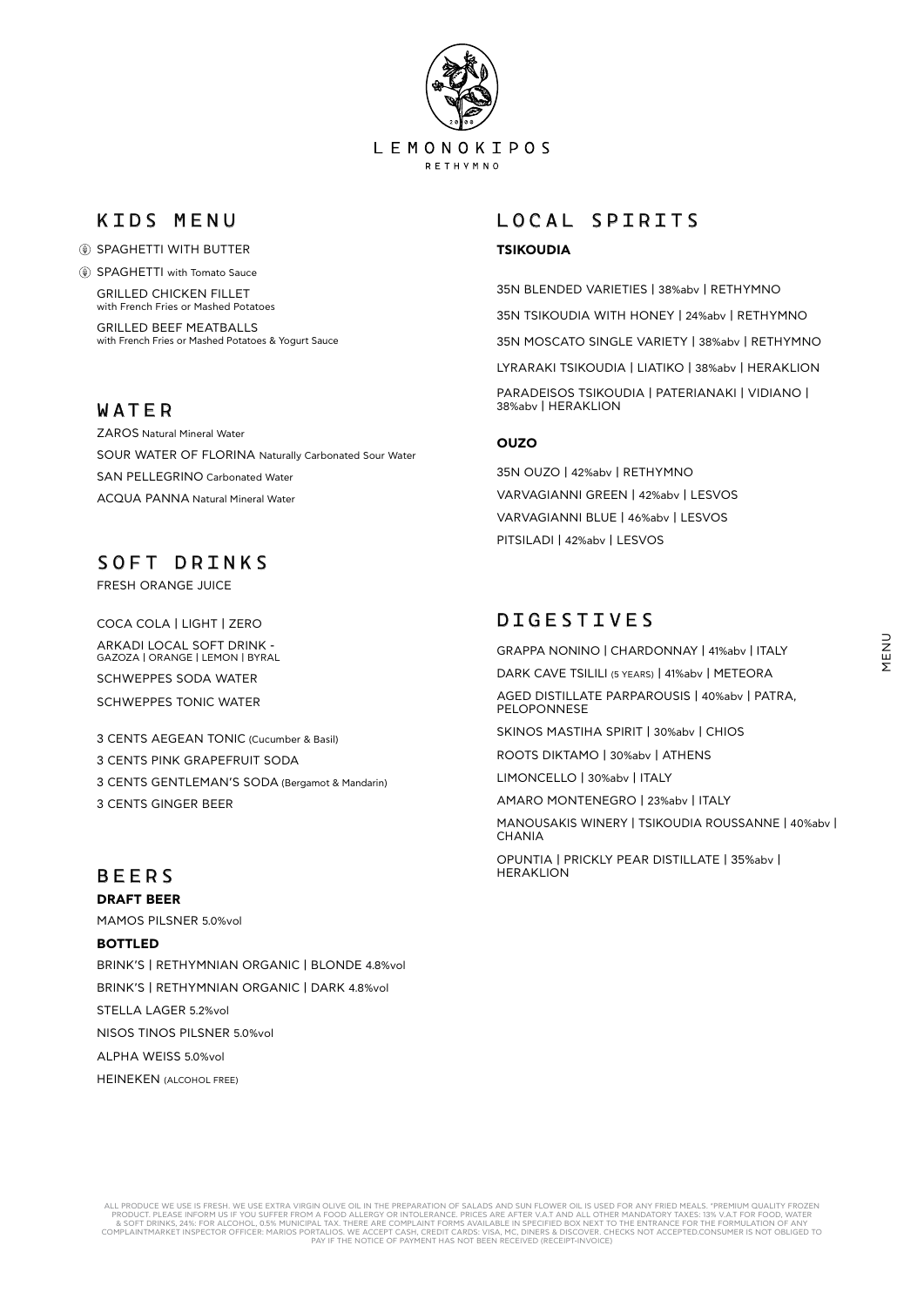LEMONOKIPOS

RETHYMNO

## KIDS MENU

- SPAGHETTI WITH BUTTER
- SPAGHETTI with Tomato Sauce

GRILLED CHICKEN FILLET
with French Fries or Mashed Potatoes

GRILLED BEEF MEATBALLS
with French Fries or Mashed Potatoes & Yogurt Sauce

## WATER

ZAROS Natural Mineral Water

SOUR WATER OF FLORINA Naturally Carbonated Sour Water

SAN PELLEGRINO Carbonated Water

ACQUA PANNA Natural Mineral Water

## SOFT DRINKS

FRESH ORANGE JUICE

COCA COLA | LIGHT | ZERO

ARKADI LOCAL SOFT DRINK -
GAZOZA | ORANGE | LEMON | BYRAL

SCHWEPPES SODA WATER

SCHWEPPES TONIC WATER

3 CENTS AEGEAN TONIC (Cucumber & Basil)

3 CENTS PINK GRAPEFRUIT SODA

3 CENTS GENTLEMAN'S SODA (Bergamot & Mandarin)

3 CENTS GINGER BEER

## BEERS

### DRAFT BEER

MAMOS PILSNER 5.0%vol

### BOTTLED

BRINK'S | RETHYMNIAN ORGANIC | BLONDE 4.8%vol

BRINK'S | RETHYMNIAN ORGANIC | DARK 4.8%vol

STELLA LAGER 5.2%vol

NISOS TINOS PILSNER 5.0%vol

ALPHA WEISS 5.0%vol

HEINEKEN (ALCOHOL FREE)

## LOCAL SPIRITS

### TSIKOUDIA

35N BLENDED VARIETIES | 38%abv | RETHYMNO

35N TSIKOUDIA WITH HONEY | 24%abv | RETHYMNO

35N MOSCATO SINGLE VARIETY | 38%abv | RETHYMNO

LYRARAKI TSIKOUDIA | LIATIKO | 38%abv | HERAKLION

PARADEISOS TSIKOUDIA | PATERIANAKI | VIDIANO | 38%abv | HERAKLION

### OUZO

35N OUZO | 42%abv | RETHYMNO

VARVAGIANNI GREEN | 42%abv | LESVOS

VARVAGIANNI BLUE | 46%abv | LESVOS

PITSILADI | 42%abv | LESVOS

## DIGESTIVES

GRAPPA NONINO | CHARDONNAY | 41%abv | ITALY

DARK CAVE TSILILI (5 YEARS) | 41%abv | METEORA

AGED DISTILLATE PARPAROUSIS | 40%abv | PATRA, PELOPONNESE

SKINOS MASTIHA SPIRIT | 30%abv | CHIOS

ROOTS DIKTAMO | 30%abv | ATHENS

LIMONCELLO | 30%abv | ITALY

AMARO MONTENEGRO | 23%abv | ITALY

MANOUSAKIS WINERY | TSIKOUDIA ROUSSANNE | 40%abv | CHANIA

OPUNTIA | PRICKLY PEAR DISTILLATE | 35%abv | HERAKLION

ALL PRODUCE WE USE IS FRESH. WE USE EXTRA VIRGIN OLIVE OIL IN THE PREPARATION OF SALADS AND SUN FLOWER OIL IS USED FOR ANY FRIED MEALS. *PREMIUM QUALITY FROZEN PRODUCT. PLEASE INFORM US IF YOU SUFFER FROM A FOOD ALLERGY OR INTOLERANCE. PRICES ARE AFTER V.A.T AND ALL OTHER MANDATORY TAXES: 13% V.A.T FOR FOOD, WATER & SOFT DRINKS, 24%: FOR ALCOHOL, 0.5% MUNICIPAL TAX. THERE ARE COMPLAINT FORMS AVAILABLE IN SPECIFIED BOX NEXT TO THE ENTRANCE FOR THE FORMULATION OF ANY COMPLAINTMARKET INSPECTOR OFFICER: MARIOS PORTALIOS. WE ACCEPT CASH, CREDIT CARDS: VISA, MC, DINERS & DISCOVER. CHECKS NOT ACCEPTED.CONSUMER IS NOT OBLIGED TO PAY IF THE NOTICE OF PAYMENT HAS NOT BEEN RECEIVED (RECEIPT-INVOICE)